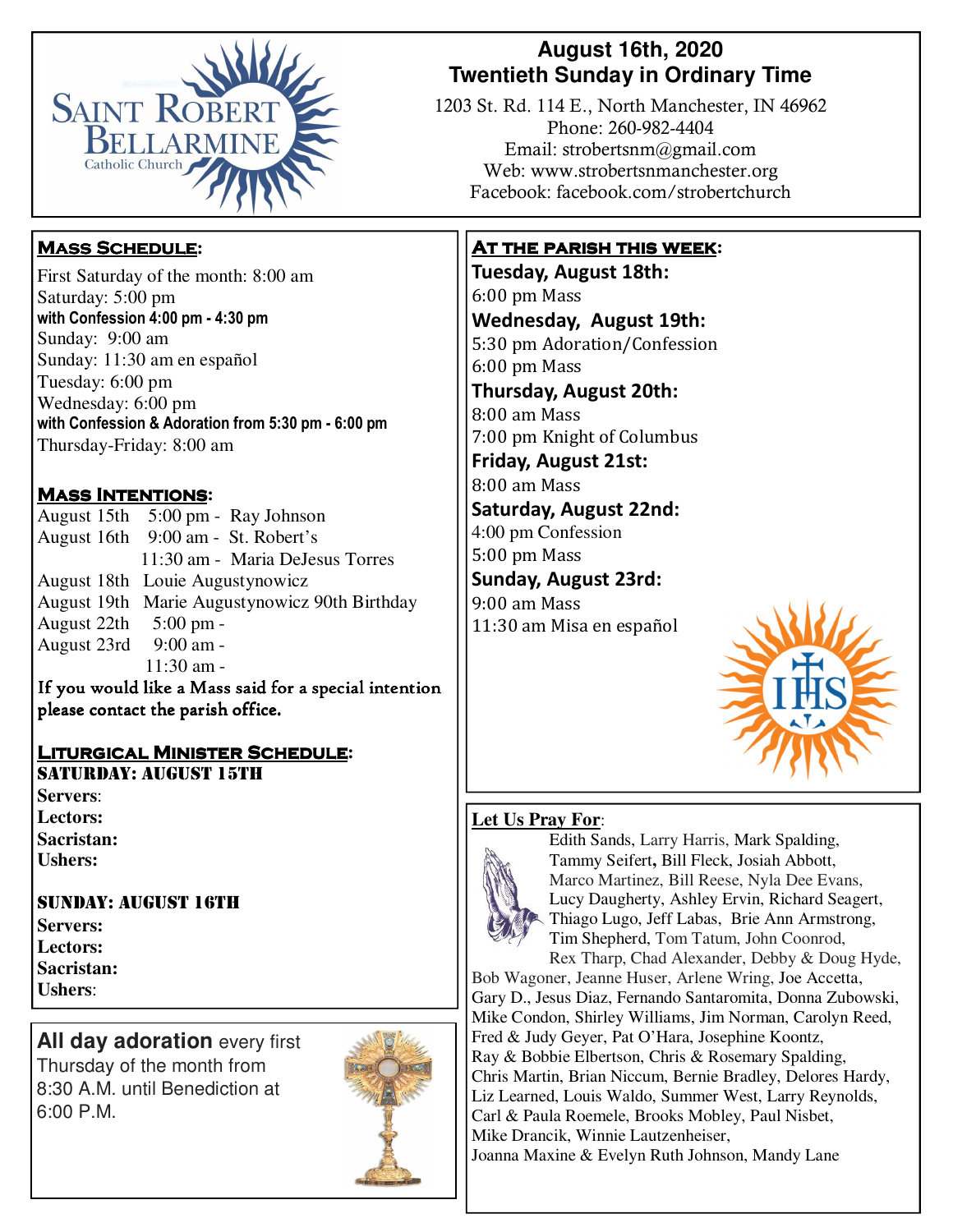# Saint Robert Bellarmine Catholic Church

## August 16th, 2020
## Twentieth Sunday in Ordinary Time

1203 St. Rd. 114 E., North Manchester, IN 46962
Phone: 260-982-4404
Email: strobertsnm@gmail.com
Web: www.strobertsnmanchester.org
Facebook: facebook.com/strobertchurch

### Mass Schedule:

First Saturday of the month: 8:00 am
Saturday: 5:00 pm
**with Confession 4:00 pm - 4:30 pm**
Sunday: 9:00 am
Sunday: 11:30 am en español
Tuesday: 6:00 pm
Wednesday: 6:00 pm
**with Confession & Adoration from 5:30 pm - 6:00 pm**
Thursday-Friday: 8:00 am

### Mass Intentions:

August 15th 5:00 pm - Ray Johnson
August 16th 9:00 am - St. Robert's
11:30 am - Maria DeJesus Torres
August 18th Louie Augustynowicz
August 19th Marie Augustynowicz 90th Birthday
August 22th 5:00 pm -
August 23rd 9:00 am -
11:30 am -

If you would like a Mass said for a special intention please contact the parish office.

### Liturgical Minister Schedule:

**Saturday: August 15th**

**Servers**:
**Lectors:**
**Sacristan:**
**Ushers:**

**Sunday: August 16th**

**Servers:**
**Lectors:**
**Sacristan:**
**Ushers**:

**All day adoration** every first Thursday of the month from 8:30 A.M. until Benediction at 6:00 P.M.

### At the parish this week:

**Tuesday, August 18th:**
6:00 pm Mass

**Wednesday, August 19th:**
5:30 pm Adoration/Confession
6:00 pm Mass

**Thursday, August 20th:**
8:00 am Mass
7:00 pm Knight of Columbus

**Friday, August 21st:**
8:00 am Mass

**Saturday, August 22nd:**
4:00 pm Confession
5:00 pm Mass

**Sunday, August 23rd:**
9:00 am Mass
11:30 am Misa en español

### Let Us Pray For:

Edith Sands, Larry Harris, Mark Spalding, Tammy Seifert, Bill Fleck, Josiah Abbott, Marco Martinez, Bill Reese, Nyla Dee Evans, Lucy Daugherty, Ashley Ervin, Richard Seagert, Thiago Lugo, Jeff Labas, Brie Ann Armstrong, Tim Shepherd, Tom Tatum, John Coonrod, Rex Tharp, Chad Alexander, Debby & Doug Hyde, Bob Wagoner, Jeanne Huser, Arlene Wring, Joe Accetta, Gary D., Jesus Diaz, Fernando Santaromita, Donna Zubowski, Mike Condon, Shirley Williams, Jim Norman, Carolyn Reed, Fred & Judy Geyer, Pat O'Hara, Josephine Koontz, Ray & Bobbie Elbertson, Chris & Rosemary Spalding, Chris Martin, Brian Niccum, Bernie Bradley, Delores Hardy, Liz Learned, Louis Waldo, Summer West, Larry Reynolds, Carl & Paula Roemele, Brooks Mobley, Paul Nisbet, Mike Drancik, Winnie Lautzenheiser, Joanna Maxine & Evelyn Ruth Johnson, Mandy Lane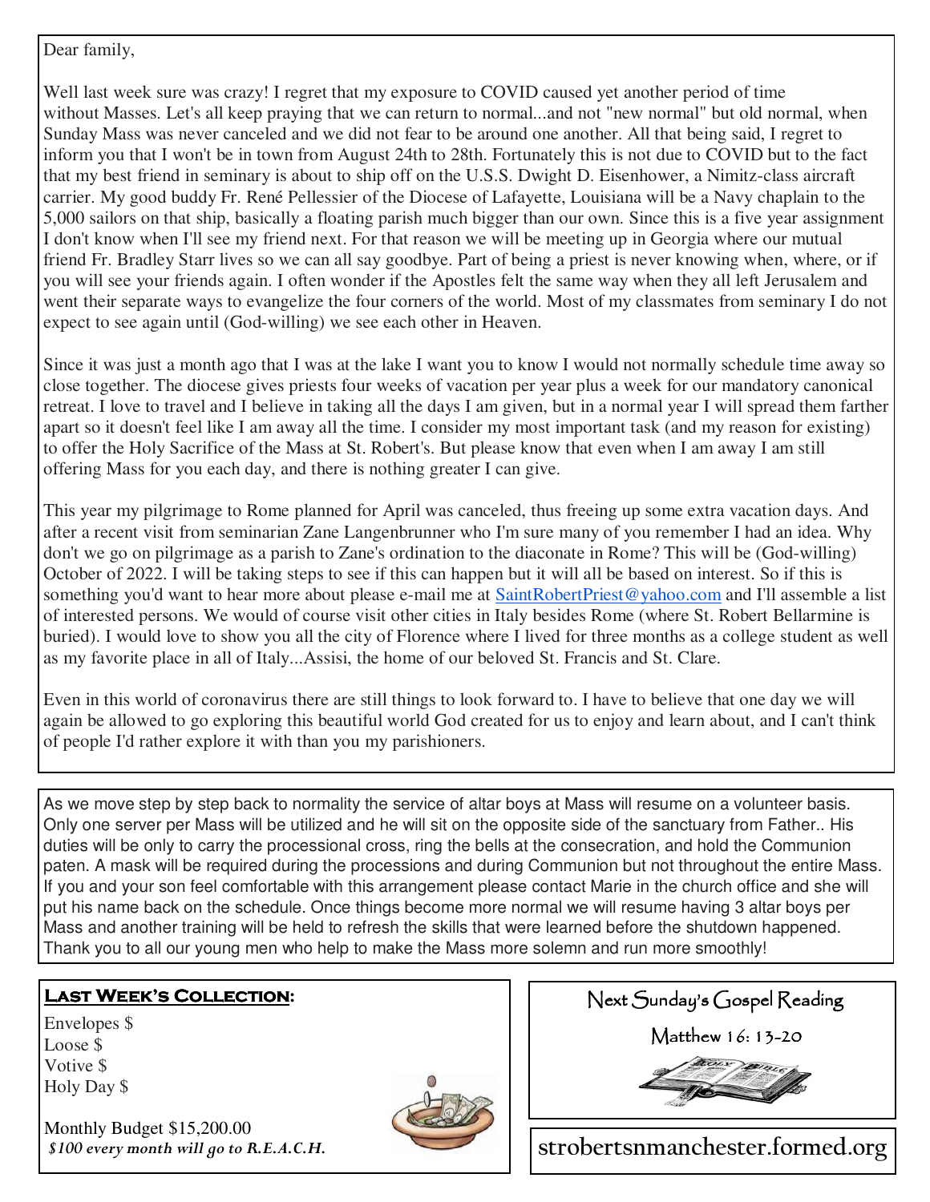Dear family,

Well last week sure was crazy! I regret that my exposure to COVID caused yet another period of time without Masses. Let's all keep praying that we can return to normal...and not "new normal" but old normal, when Sunday Mass was never canceled and we did not fear to be around one another. All that being said, I regret to inform you that I won't be in town from August 24th to 28th. Fortunately this is not due to COVID but to the fact that my best friend in seminary is about to ship off on the U.S.S. Dwight D. Eisenhower, a Nimitz-class aircraft carrier. My good buddy Fr. René Pellessier of the Diocese of Lafayette, Louisiana will be a Navy chaplain to the 5,000 sailors on that ship, basically a floating parish much bigger than our own. Since this is a five year assignment I don't know when I'll see my friend next. For that reason we will be meeting up in Georgia where our mutual friend Fr. Bradley Starr lives so we can all say goodbye. Part of being a priest is never knowing when, where, or if you will see your friends again. I often wonder if the Apostles felt the same way when they all left Jerusalem and went their separate ways to evangelize the four corners of the world. Most of my classmates from seminary I do not expect to see again until (God-willing) we see each other in Heaven.

Since it was just a month ago that I was at the lake I want you to know I would not normally schedule time away so close together. The diocese gives priests four weeks of vacation per year plus a week for our mandatory canonical retreat. I love to travel and I believe in taking all the days I am given, but in a normal year I will spread them farther apart so it doesn't feel like I am away all the time. I consider my most important task (and my reason for existing) to offer the Holy Sacrifice of the Mass at St. Robert's. But please know that even when I am away I am still offering Mass for you each day, and there is nothing greater I can give.

This year my pilgrimage to Rome planned for April was canceled, thus freeing up some extra vacation days. And after a recent visit from seminarian Zane Langenbrunner who I'm sure many of you remember I had an idea. Why don't we go on pilgrimage as a parish to Zane's ordination to the diaconate in Rome? This will be (God-willing) October of 2022. I will be taking steps to see if this can happen but it will all be based on interest. So if this is something you'd want to hear more about please e-mail me at SaintRobertPriest@yahoo.com and I'll assemble a list of interested persons. We would of course visit other cities in Italy besides Rome (where St. Robert Bellarmine is buried). I would love to show you all the city of Florence where I lived for three months as a college student as well as my favorite place in all of Italy...Assisi, the home of our beloved St. Francis and St. Clare.

Even in this world of coronavirus there are still things to look forward to. I have to believe that one day we will again be allowed to go exploring this beautiful world God created for us to enjoy and learn about, and I can't think of people I'd rather explore it with than you my parishioners.

As we move step by step back to normality the service of altar boys at Mass will resume on a volunteer basis. Only one server per Mass will be utilized and he will sit on the opposite side of the sanctuary from Father.. His duties will be only to carry the processional cross, ring the bells at the consecration, and hold the Communion paten. A mask will be required during the processions and during Communion but not throughout the entire Mass. If you and your son feel comfortable with this arrangement please contact Marie in the church office and she will put his name back on the schedule. Once things become more normal we will resume having 3 altar boys per Mass and another training will be held to refresh the skills that were learned before the shutdown happened. Thank you to all our young men who help to make the Mass more solemn and run more smoothly!

## Last Week's Collection:

Envelopes $
Loose $
Votive $
Holy Day $

Monthly Budget $15,200.00
*$100 every month will go to R.E.A.C.H.*

Next Sunday's Gospel Reading

Matthew 16: 13-20

strobertsnmanchester.formed.org